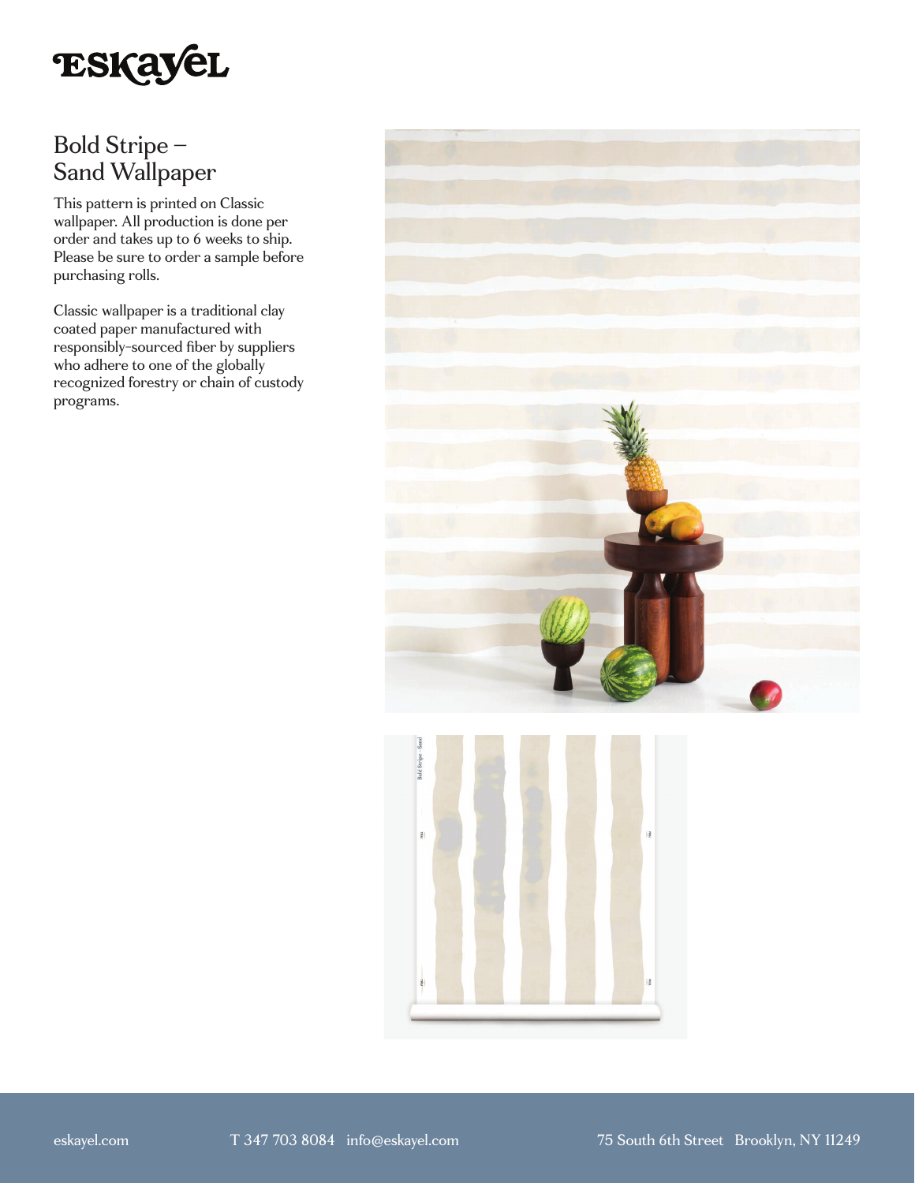# Eskayel

## Bold Stripe – Sand Wallpaper

This pattern is printed on Classic wallpaper. All production is done per order and takes up to 6 weeks to ship. Please be sure to order a sample before purchasing rolls.

Classic wallpaper is a traditional clay coated paper manufactured with responsibly-sourced fiber by suppliers who adhere to one of the globally recognized forestry or chain of custody programs.

eskayel.com T 347 703 8084 info@eskayel.com 75 South 6th Street Brooklyn, NY 11249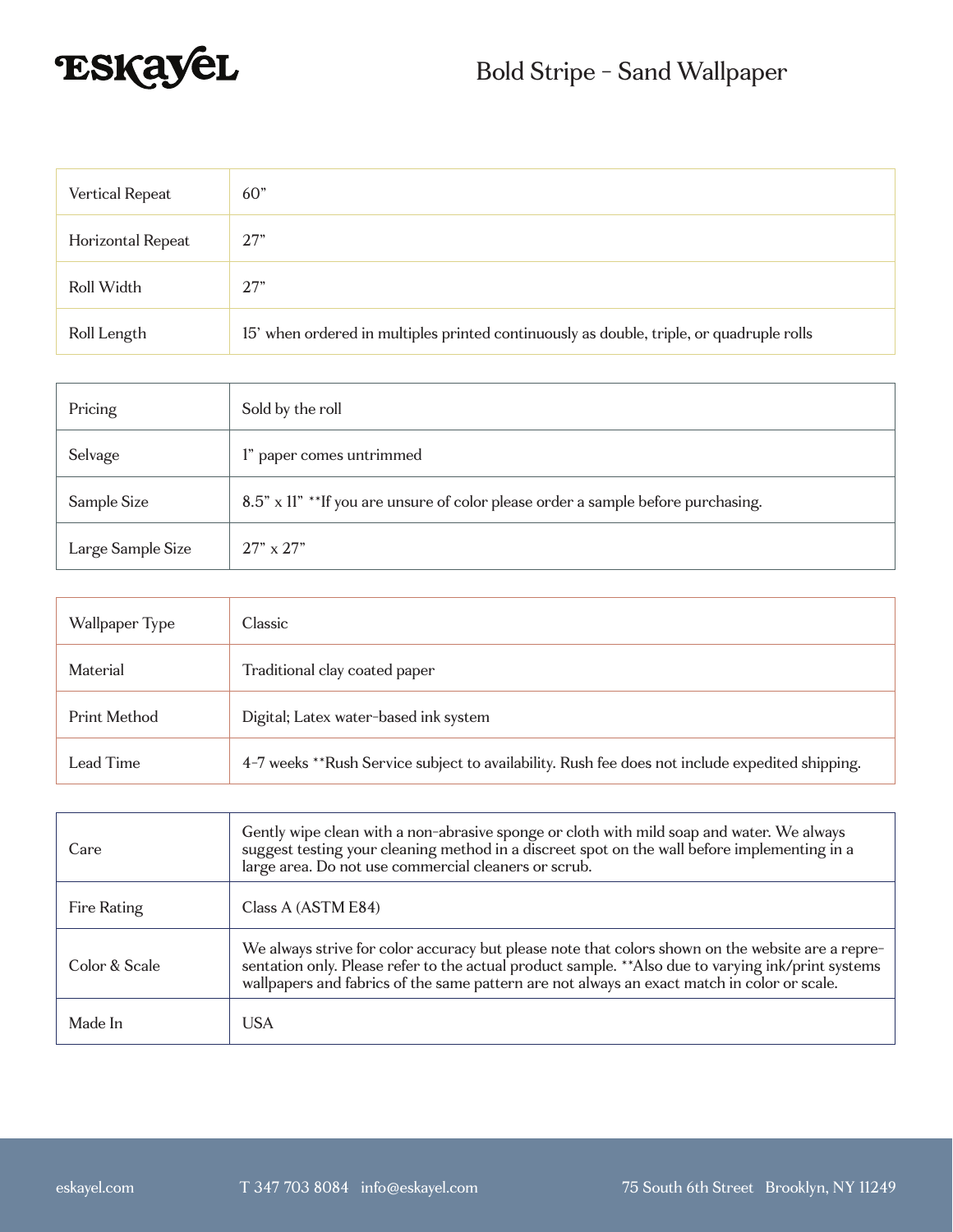ESKAYEL

# Bold Stripe - Sand Wallpaper

| | |
|---|---|
| Vertical Repeat | 60” |
| Horizontal Repeat | 27” |
| Roll Width | 27” |
| Roll Length | 15’ when ordered in multiples printed continuously as double, triple, or quadruple rolls |

| | |
|---|---|
| Pricing | Sold by the roll |
| Selvage | 1” paper comes untrimmed |
| Sample Size | 8.5” x 11” **If you are unsure of color please order a sample before purchasing. |
| Large Sample Size | 27” x 27” |

| | |
|---|---|
| Wallpaper Type | Classic |
| Material | Traditional clay coated paper |
| Print Method | Digital; Latex water-based ink system |
| Lead Time | 4-7 weeks **Rush Service subject to availability. Rush fee does not include expedited shipping. |

| | |
|---|---|
| Care | Gently wipe clean with a non-abrasive sponge or cloth with mild soap and water. We always suggest testing your cleaning method in a discreet spot on the wall before implementing in a large area. Do not use commercial cleaners or scrub. |
| Fire Rating | Class A (ASTM E84) |
| Color & Scale | We always strive for color accuracy but please note that colors shown on the website are a representation only. Please refer to the actual product sample. **Also due to varying ink/print systems wallpapers and fabrics of the same pattern are not always an exact match in color or scale. |
| Made In | USA |

eskayel.com T 347 703 8084 info@eskayel.com 75 South 6th Street Brooklyn, NY 11249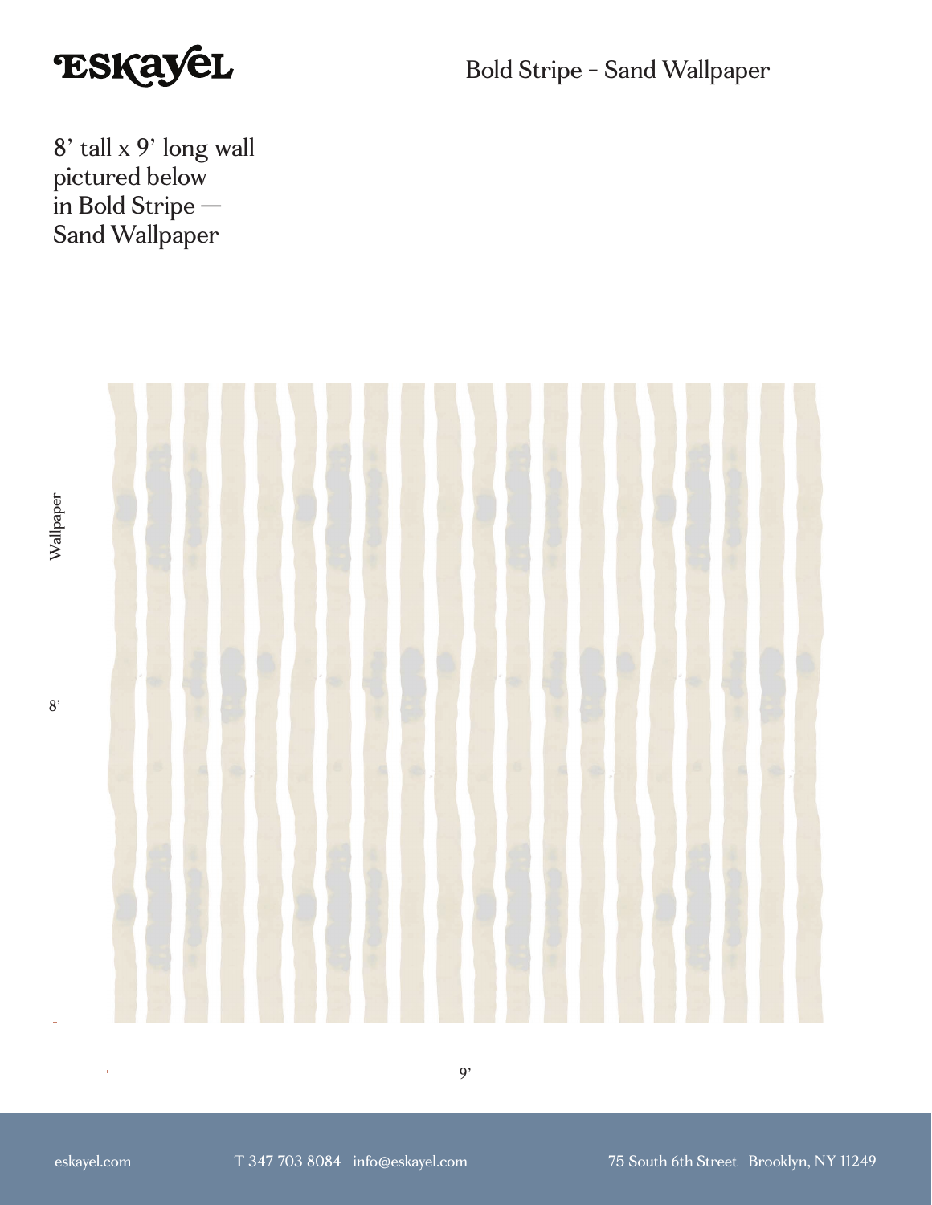# Bold Stripe - Sand Wallpaper

8' tall x 9' long wall pictured below in Bold Stripe — Sand Wallpaper

Wallpaper

8'

9'

eskayel.com T 347 703 8084 info@eskayel.com 75 South 6th Street Brooklyn, NY 11249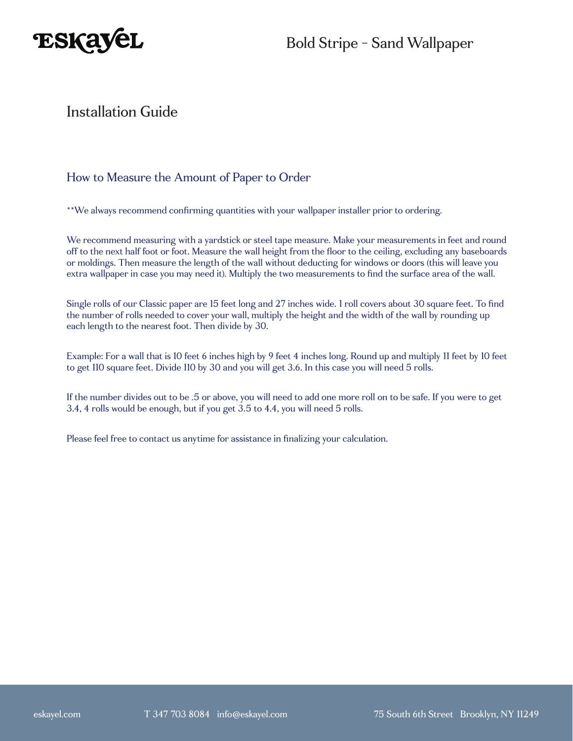# Installation Guide

## How to Measure the Amount of Paper to Order

**We always recommend confirming quantities with your wallpaper installer prior to ordering.

We recommend measuring with a yardstick or steel tape measure. Make your measurements in feet and round off to the next half foot or foot. Measure the wall height from the floor to the ceiling, excluding any baseboards or moldings. Then measure the length of the wall without deducting for windows or doors (this will leave you extra wallpaper in case you may need it). Multiply the two measurements to find the surface area of the wall.

Single rolls of our Classic paper are 15 feet long and 27 inches wide. 1 roll covers about 30 square feet. To find the number of rolls needed to cover your wall, multiply the height and the width of the wall by rounding up each length to the nearest foot. Then divide by 30.

Example: For a wall that is 10 feet 6 inches high by 9 feet 4 inches long. Round up and multiply 11 feet by 10 feet to get 110 square feet. Divide 110 by 30 and you will get 3.6. In this case you will need 5 rolls.

If the number divides out to be .5 or above, you will need to add one more roll on to be safe. If you were to get 3.4, 4 rolls would be enough, but if you get 3.5 to 4.4, you will need 5 rolls.

Please feel free to contact us anytime for assistance in finalizing your calculation.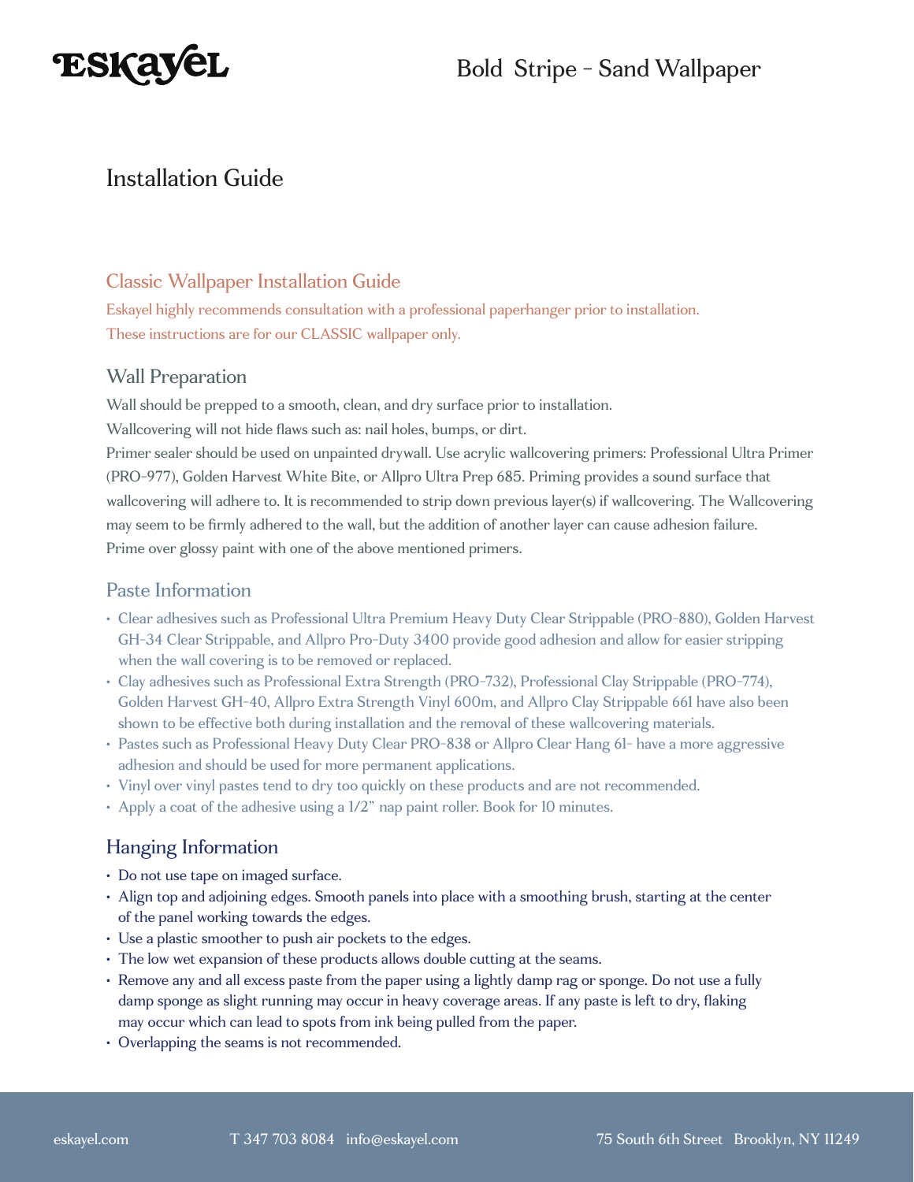# Installation Guide

## Classic Wallpaper Installation Guide

Eskayel highly recommends consultation with a professional paperhanger prior to installation.
These instructions are for our CLASSIC wallpaper only.

### Wall Preparation

Wall should be prepped to a smooth, clean, and dry surface prior to installation.
Wallcovering will not hide flaws such as: nail holes, bumps, or dirt.
Primer sealer should be used on unpainted drywall. Use acrylic wallcovering primers: Professional Ultra Primer (PRO-977), Golden Harvest White Bite, or Allpro Ultra Prep 685. Priming provides a sound surface that wallcovering will adhere to. It is recommended to strip down previous layer(s) if wallcovering. The Wallcovering may seem to be firmly adhered to the wall, but the addition of another layer can cause adhesion failure.
Prime over glossy paint with one of the above mentioned primers.

### Paste Information

- Clear adhesives such as Professional Ultra Premium Heavy Duty Clear Strippable (PRO-880), Golden Harvest GH-34 Clear Strippable, and Allpro Pro-Duty 3400 provide good adhesion and allow for easier stripping when the wall covering is to be removed or replaced.
- Clay adhesives such as Professional Extra Strength (PRO-732), Professional Clay Strippable (PRO-774), Golden Harvest GH-40, Allpro Extra Strength Vinyl 600m, and Allpro Clay Strippable 661 have also been shown to be effective both during installation and the removal of these wallcovering materials.
- Pastes such as Professional Heavy Duty Clear PRO-838 or Allpro Clear Hang 61- have a more aggressive adhesion and should be used for more permanent applications.
- Vinyl over vinyl pastes tend to dry too quickly on these products and are not recommended.
- Apply a coat of the adhesive using a 1/2” nap paint roller. Book for 10 minutes.

### Hanging Information

- Do not use tape on imaged surface.
- Align top and adjoining edges. Smooth panels into place with a smoothing brush, starting at the center of the panel working towards the edges.
- Use a plastic smoother to push air pockets to the edges.
- The low wet expansion of these products allows double cutting at the seams.
- Remove any and all excess paste from the paper using a lightly damp rag or sponge. Do not use a fully damp sponge as slight running may occur in heavy coverage areas. If any paste is left to dry, flaking may occur which can lead to spots from ink being pulled from the paper.
- Overlapping the seams is not recommended.